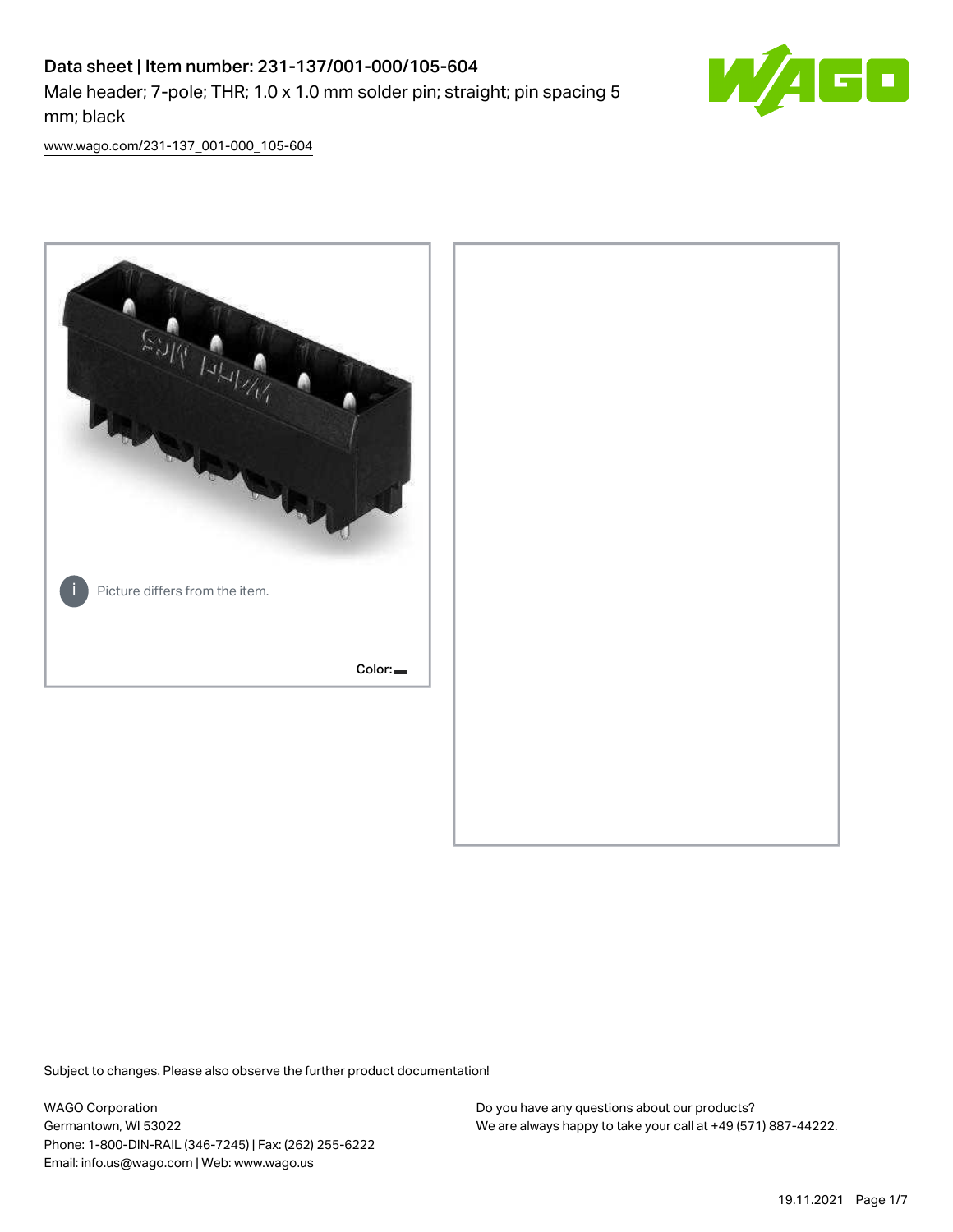# Data sheet | Item number: 231-137/001-000/105-604

Male header; 7-pole; THR; 1.0 x 1.0 mm solder pin; straight; pin spacing 5 mm; black

www.wago.com/231-137_001-000_105-604

Picture differs from the item.

Color:

Subject to changes. Please also observe the further product documentation!

WAGO Corporation
Germantown, WI 53022
Phone: 1-800-DIN-RAIL (346-7245) | Fax: (262) 255-6222
Email: info.us@wago.com | Web: www.wago.us

Do you have any questions about our products?
We are always happy to take your call at +49 (571) 887-44222.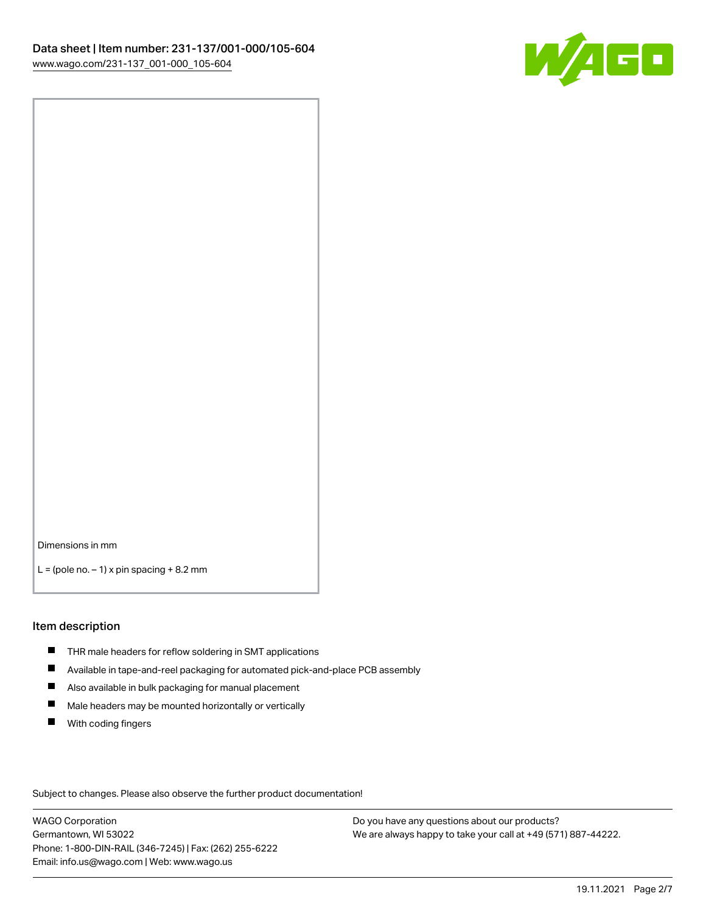Dimensions in mm

L = (pole no. − 1) x pin spacing + 8.2 mm

## Item description

- THR male headers for reflow soldering in SMT applications
- Available in tape-and-reel packaging for automated pick-and-place PCB assembly
- Also available in bulk packaging for manual placement
- Male headers may be mounted horizontally or vertically
- With coding fingers

Subject to changes. Please also observe the further product documentation!

WAGO Corporation
Germantown, WI 53022
Phone: 1-800-DIN-RAIL (346-7245) | Fax: (262) 255-6222
Email: info.us@wago.com | Web: www.wago.us

Do you have any questions about our products?
We are always happy to take your call at +49 (571) 887-44222.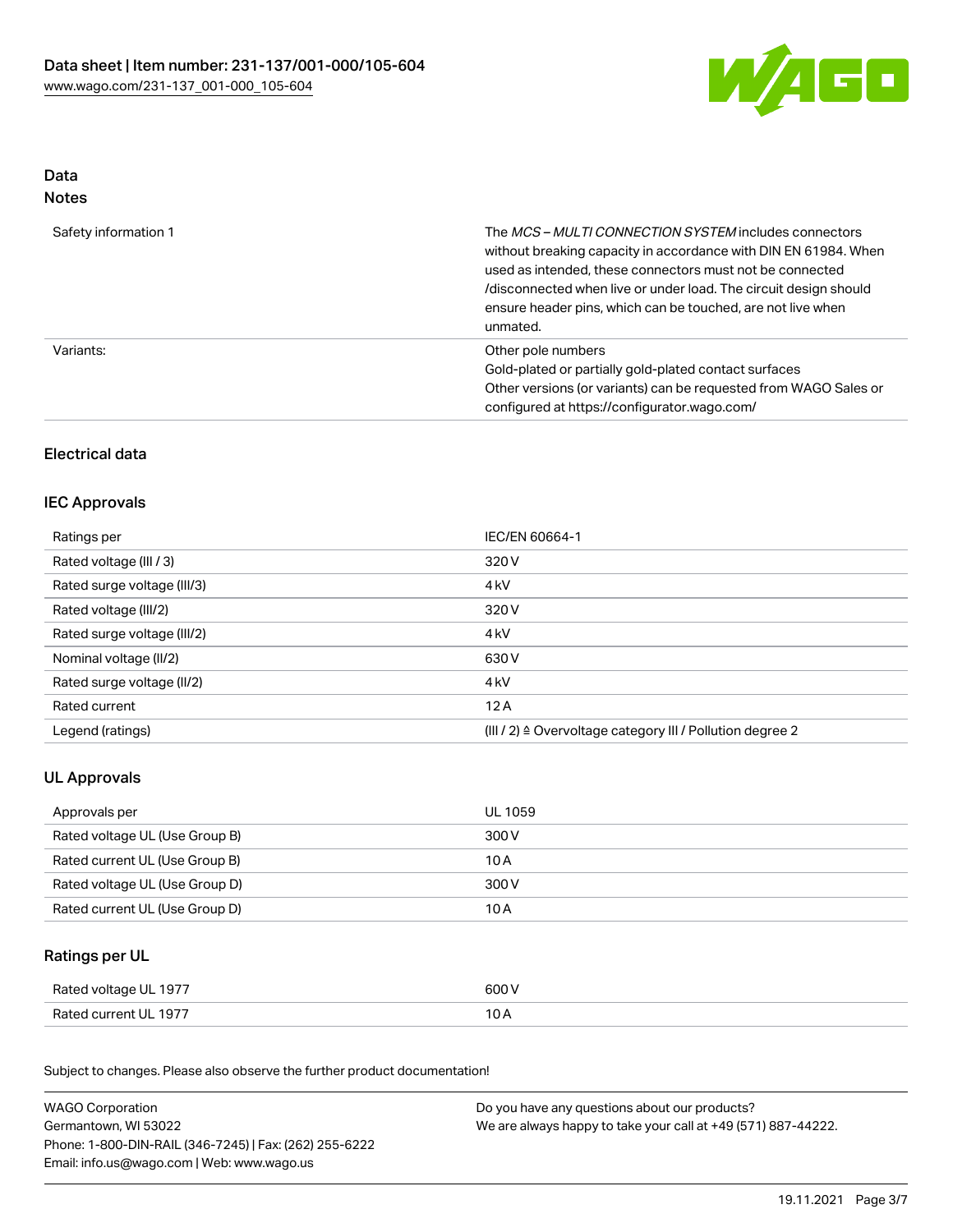## Data
### Notes

| | |
|---|---|
| Safety information 1 | The *MCS – MULTI CONNECTION SYSTEM* includes connectors without breaking capacity in accordance with DIN EN 61984. When used as intended, these connectors must not be connected /disconnected when live or under load. The circuit design should ensure header pins, which can be touched, are not live when unmated. |
| Variants: | Other pole numbers<br>Gold-plated or partially gold-plated contact surfaces<br>Other versions (or variants) can be requested from WAGO Sales or configured at https://configurator.wago.com/ |

## Electrical data

### IEC Approvals

| | |
|---|---|
| Ratings per | IEC/EN 60664-1 |
| Rated voltage (III / 3) | 320 V |
| Rated surge voltage (III/3) | 4 kV |
| Rated voltage (III/2) | 320 V |
| Rated surge voltage (III/2) | 4 kV |
| Nominal voltage (II/2) | 630 V |
| Rated surge voltage (II/2) | 4 kV |
| Rated current | 12 A |
| Legend (ratings) | (III / 2) ≙ Overvoltage category III / Pollution degree 2 |

### UL Approvals

| | |
|---|---|
| Approvals per | UL 1059 |
| Rated voltage UL (Use Group B) | 300 V |
| Rated current UL (Use Group B) | 10 A |
| Rated voltage UL (Use Group D) | 300 V |
| Rated current UL (Use Group D) | 10 A |

### Ratings per UL

| | |
|---|---|
| Rated voltage UL 1977 | 600 V |
| Rated current UL 1977 | 10 A |

Subject to changes. Please also observe the further product documentation!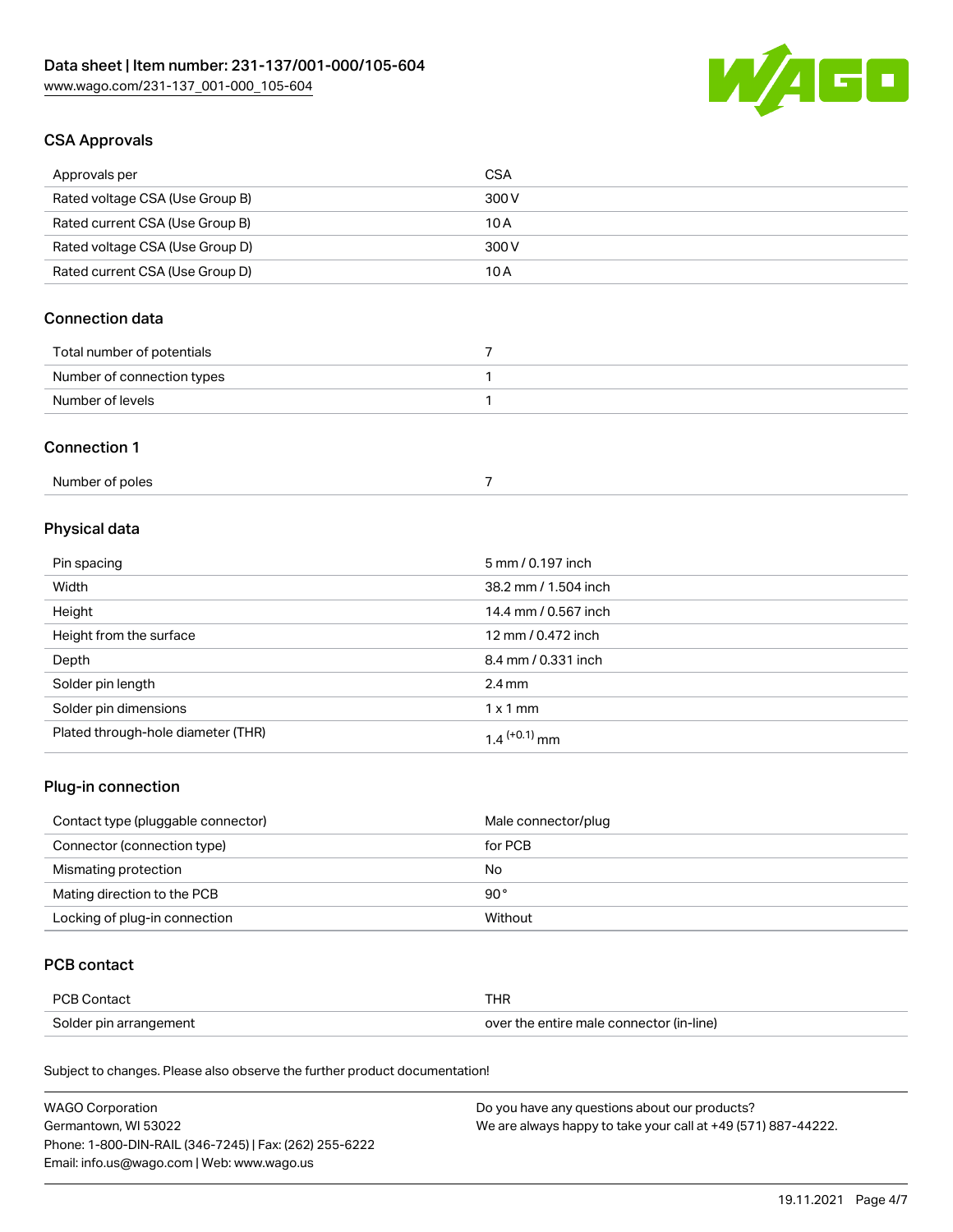## CSA Approvals

| | |
|---|---|
| Approvals per | CSA |
| Rated voltage CSA (Use Group B) | 300 V |
| Rated current CSA (Use Group B) | 10 A |
| Rated voltage CSA (Use Group D) | 300 V |
| Rated current CSA (Use Group D) | 10 A |

## Connection data

| | |
|---|---|
| Total number of potentials | 7 |
| Number of connection types | 1 |
| Number of levels | 1 |

## Connection 1

| | |
|---|---|
| Number of poles | 7 |

## Physical data

| | |
|---|---|
| Pin spacing | 5 mm / 0.197 inch |
| Width | 38.2 mm / 1.504 inch |
| Height | 14.4 mm / 0.567 inch |
| Height from the surface | 12 mm / 0.472 inch |
| Depth | 8.4 mm / 0.331 inch |
| Solder pin length | 2.4 mm |
| Solder pin dimensions | 1 x 1 mm |
| Plated through-hole diameter (THR) | $1.4^{(+0.1)}$ mm |

## Plug-in connection

| | |
|---|---|
| Contact type (pluggable connector) | Male connector/plug |
| Connector (connection type) | for PCB |
| Mismating protection | No |
| Mating direction to the PCB | 90 ° |
| Locking of plug-in connection | Without |

## PCB contact

| | |
|---|---|
| PCB Contact | THR |
| Solder pin arrangement | over the entire male connector (in-line) |

Subject to changes. Please also observe the further product documentation!

WAGO Corporation
Germantown, WI 53022
Phone: 1-800-DIN-RAIL (346-7245) | Fax: (262) 255-6222
Email: info.us@wago.com | Web: www.wago.us

Do you have any questions about our products?
We are always happy to take your call at +49 (571) 887-44222.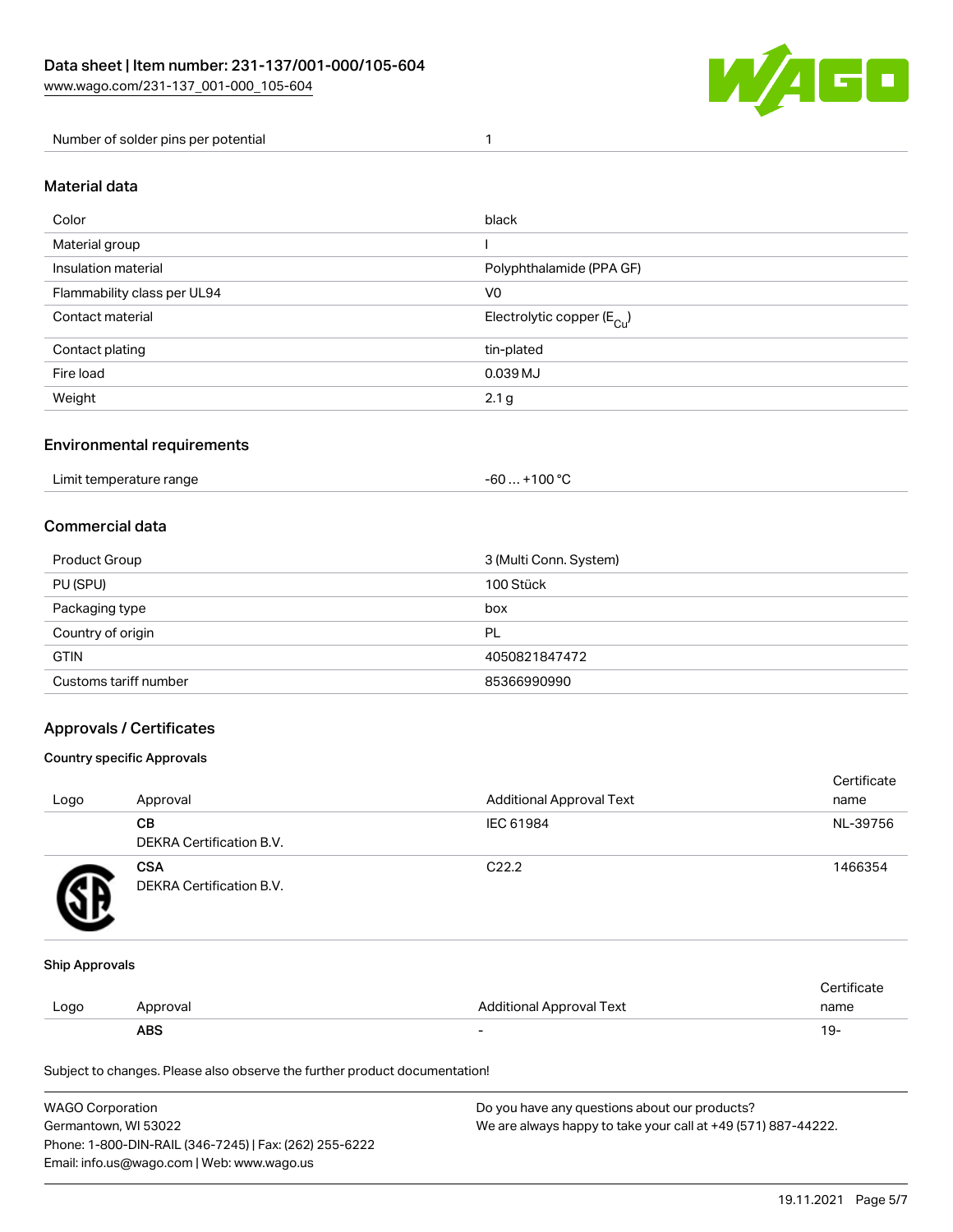| Number of solder pins per potential | 1 |
| --- | --- |

## Material data

| Color | black |
| --- | --- |
| Material group | I |
| Insulation material | Polyphthalamide (PPA GF) |
| Flammability class per UL94 | V0 |
| Contact material | Electrolytic copper ($E_{Cu}$) |
| Contact plating | tin-plated |
| Fire load | 0.039 MJ |
| Weight | 2.1 g |

## Environmental requirements

| Limit temperature range | -60 … +100 °C |
| --- | --- |

## Commercial data

| Product Group | 3 (Multi Conn. System) |
| --- | --- |
| PU (SPU) | 100 Stück |
| Packaging type | box |
| Country of origin | PL |
| GTIN | 4050821847472 |
| Customs tariff number | 85366990990 |

## Approvals / Certificates

### Country specific Approvals

| Logo | Approval | Additional Approval Text | Certificate name |
| --- | --- | --- | --- |
| | **CB** DEKRA Certification B.V. | IEC 61984 | NL-39756 |
| | **CSA** DEKRA Certification B.V. | C22.2 | 1466354 |

### Ship Approvals

| Logo | Approval | Additional Approval Text | Certificate name |
| --- | --- | --- | --- |
| | **ABS** | - | 19- |

Subject to changes. Please also observe the further product documentation!

WAGO Corporation
Germantown, WI 53022
Phone: 1-800-DIN-RAIL (346-7245) | Fax: (262) 255-6222
Email: info.us@wago.com | Web: www.wago.us

Do you have any questions about our products?
We are always happy to take your call at +49 (571) 887-44222.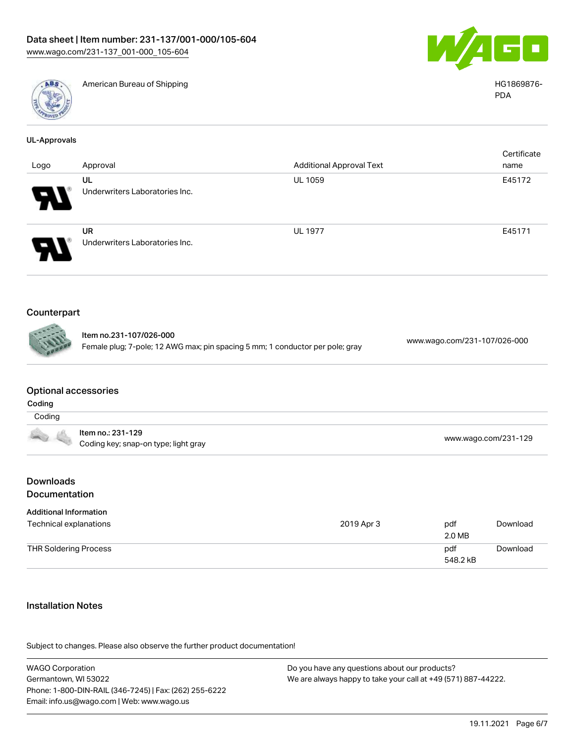| | American Bureau of Shipping | HG1869876-PDA |
| --- | --- | --- |

### UL-Approvals

| Logo | Approval | Additional Approval Text | Certificate name |
| --- | --- | --- | --- |
| | UL<br>Underwriters Laboratories Inc. | UL 1059 | E45172 |
| | UR<br>Underwriters Laboratories Inc. | UL 1977 | E45171 |

## Counterpart

| Item no.231-107/026-000<br>Female plug; 7-pole; 12 AWG max; pin spacing 5 mm; 1 conductor per pole; gray | www.wago.com/231-107/026-000 |
| --- | --- |

## Optional accessories

### Coding

| Coding | |
| --- | --- |
| Item no.: 231-129<br>Coding key; snap-on type; light gray | www.wago.com/231-129 |

## Downloads

## Documentation

### Additional Information

| | | | |
| --- | --- | --- | --- |
| Technical explanations | 2019 Apr 3 | pdf<br>2.0 MB | Download |
| THR Soldering Process | | pdf<br>548.2 kB | Download |

## Installation Notes

Subject to changes. Please also observe the further product documentation!

WAGO Corporation
Germantown, WI 53022
Phone: 1-800-DIN-RAIL (346-7245) | Fax: (262) 255-6222
Email: info.us@wago.com | Web: www.wago.us

Do you have any questions about our products?
We are always happy to take your call at +49 (571) 887-44222.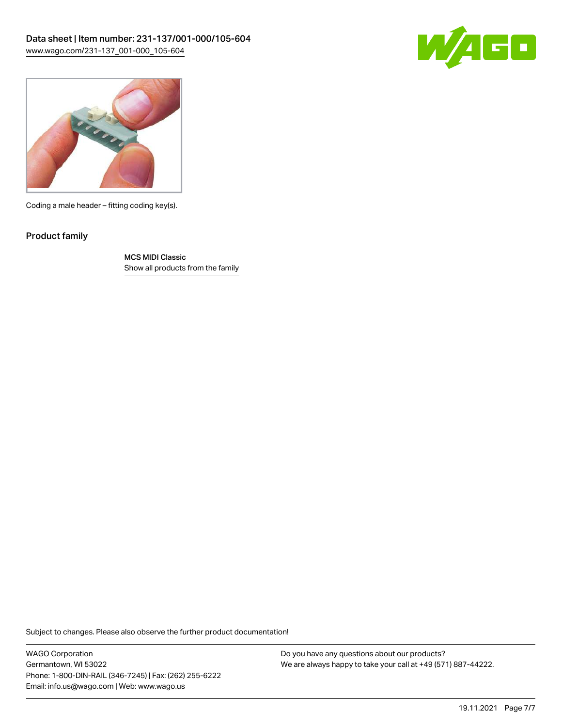Coding a male header – fitting coding key(s).

## Product family

MCS MIDI Classic
Show all products from the family

Subject to changes. Please also observe the further product documentation!

WAGO Corporation
Germantown, WI 53022
Phone: 1-800-DIN-RAIL (346-7245) | Fax: (262) 255-6222
Email: info.us@wago.com | Web: www.wago.us

Do you have any questions about our products?
We are always happy to take your call at +49 (571) 887-44222.